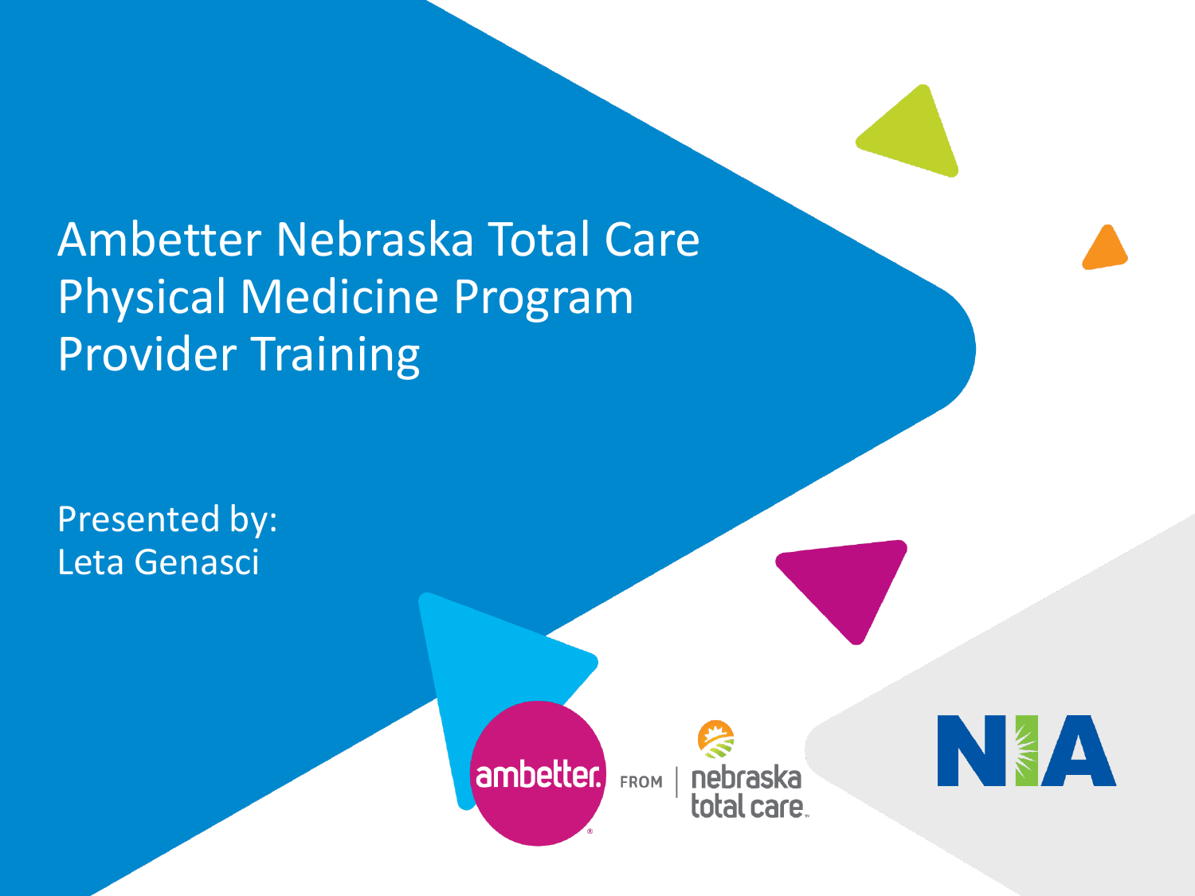# Ambetter Nebraska Total Care Physical Medicine Program Provider Training

Presented by:
Leta Genasci

ambetter. FROM | nebraska total care

NIA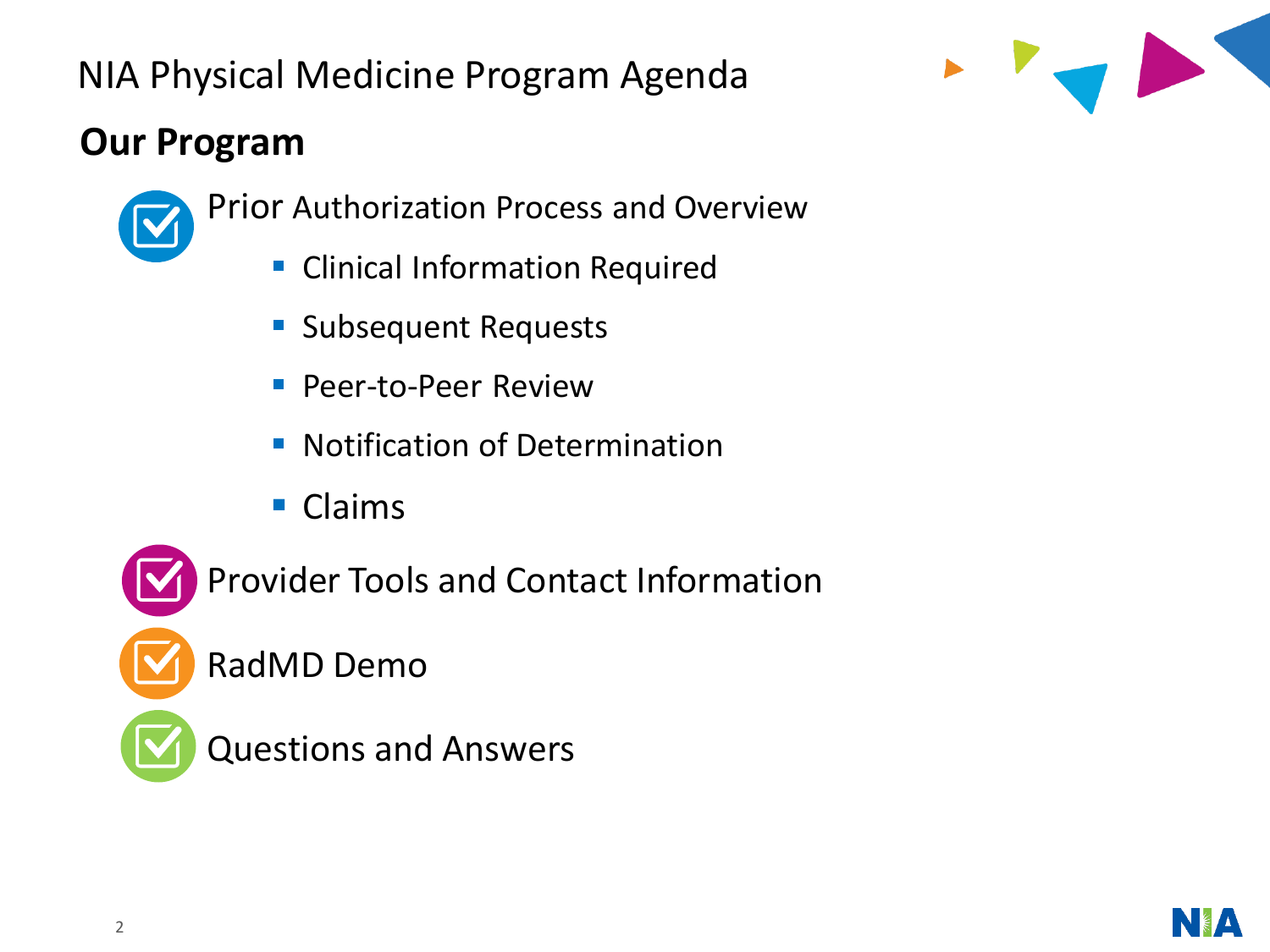# NIA Physical Medicine Program Agenda

## Our Program

- Prior Authorization Process and Overview
  - Clinical Information Required
  - Subsequent Requests
  - Peer-to-Peer Review
  - Notification of Determination
  - Claims
- Provider Tools and Contact Information
- RadMD Demo
- Questions and Answers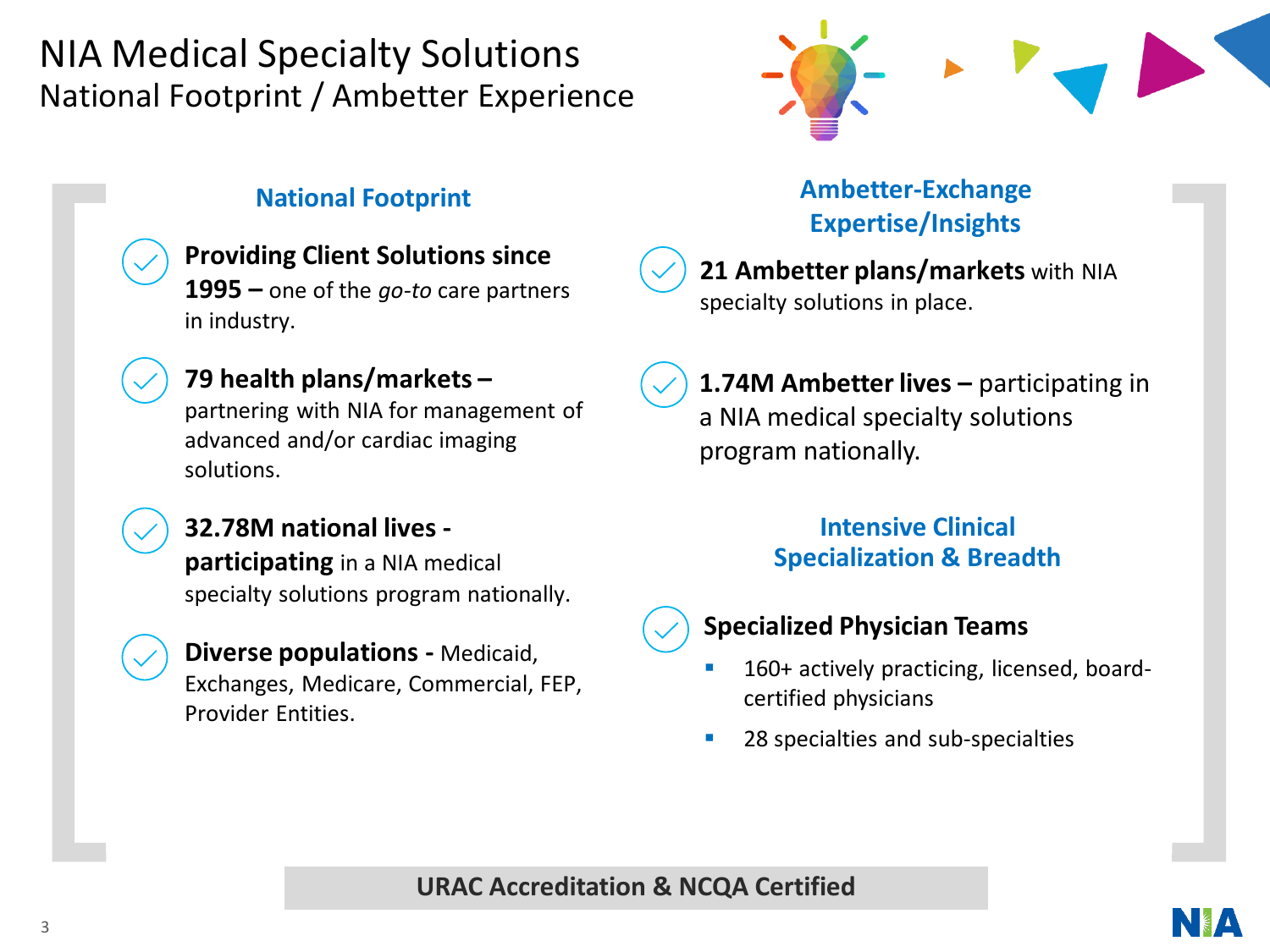# NIA Medical Specialty Solutions

## National Footprint / Ambetter Experience

### National Footprint

- **Providing Client Solutions since 1995 –** one of the *go-to* care partners in industry.
- **79 health plans/markets –** partnering with NIA for management of advanced and/or cardiac imaging solutions.
- **32.78M national lives - participating** in a NIA medical specialty solutions program nationally.
- **Diverse populations -** Medicaid, Exchanges, Medicare, Commercial, FEP, Provider Entities.

### Ambetter-Exchange Expertise/Insights

- **21 Ambetter plans/markets** with NIA specialty solutions in place.
- **1.74M Ambetter lives –** participating in a NIA medical specialty solutions program nationally.

### Intensive Clinical Specialization & Breadth

- **Specialized Physician Teams**
  - 160+ actively practicing, licensed, board-certified physicians
  - 28 specialties and sub-specialties

**URAC Accreditation & NCQA Certified**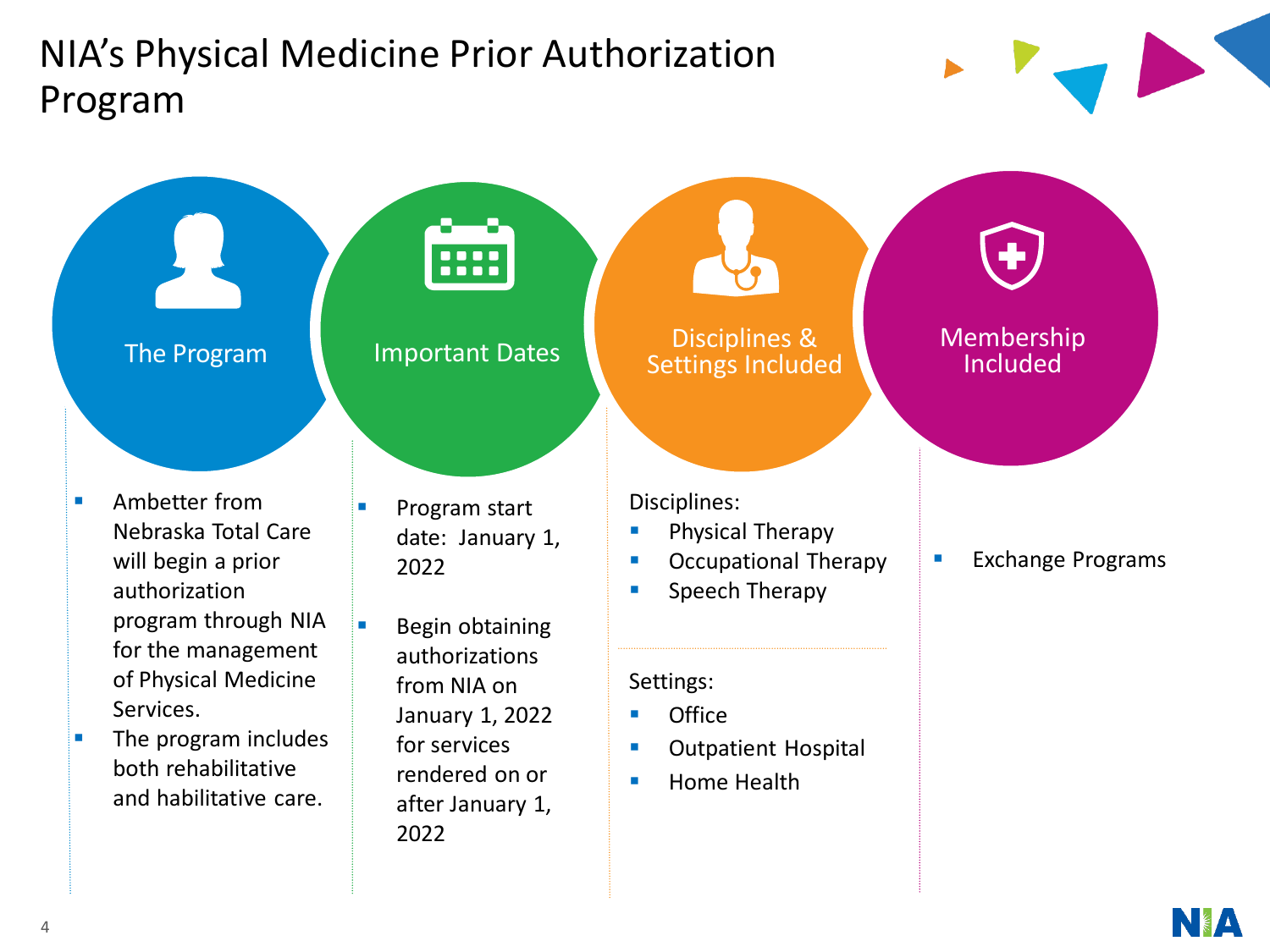# NIA's Physical Medicine Prior Authorization Program

## The Program

- Ambetter from Nebraska Total Care will begin a prior authorization program through NIA for the management of Physical Medicine Services.
- The program includes both rehabilitative and habilitative care.

## Important Dates

- Program start date: January 1, 2022
- Begin obtaining authorizations from NIA on January 1, 2022 for services rendered on or after January 1, 2022

## Disciplines & Settings Included

Disciplines:

- Physical Therapy
- Occupational Therapy
- Speech Therapy

Settings:

- Office
- Outpatient Hospital
- Home Health

## Membership Included

- Exchange Programs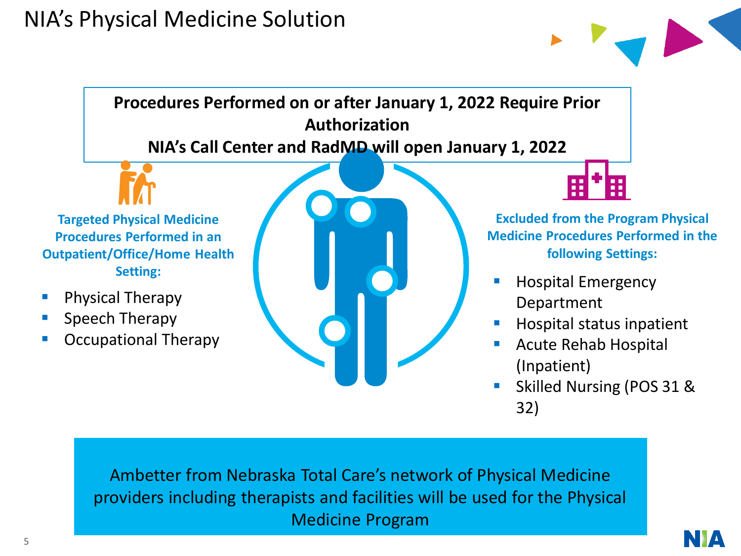# NIA's Physical Medicine Solution

**Procedures Performed on or after January 1, 2022 Require Prior Authorization**

**NIA's Call Center and RadMD will open January 1, 2022**

**Targeted Physical Medicine Procedures Performed in an Outpatient/Office/Home Health Setting:**

- Physical Therapy
- Speech Therapy
- Occupational Therapy

**Excluded from the Program Physical Medicine Procedures Performed in the following Settings:**

- Hospital Emergency Department
- Hospital status inpatient
- Acute Rehab Hospital (Inpatient)
- Skilled Nursing (POS 31 & 32)

Ambetter from Nebraska Total Care's network of Physical Medicine providers including therapists and facilities will be used for the Physical Medicine Program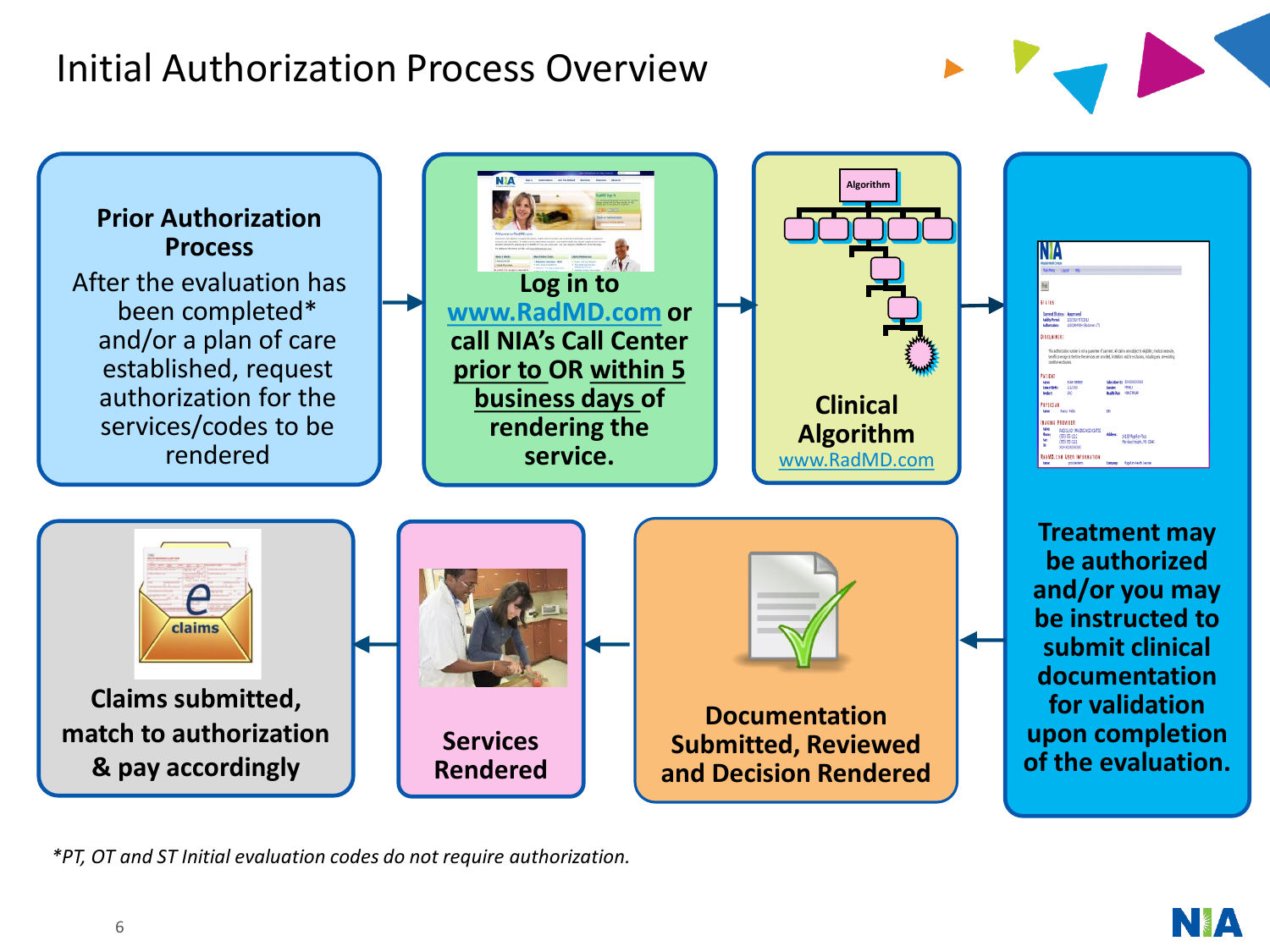# Initial Authorization Process Overview

**Prior Authorization Process**

After the evaluation has been completed* and/or a plan of care established, request authorization for the services/codes to be rendered

→

**Log in to www.RadMD.com or call NIA's Call Center prior to OR within 5 business days of rendering the service.**

→

**Clinical Algorithm**

www.RadMD.com

→

**Treatment may be authorized and/or you may be instructed to submit clinical documentation for validation upon completion of the evaluation.**

→

**Documentation Submitted, Reviewed and Decision Rendered**

→

**Services Rendered**

→

**Claims submitted, match to authorization & pay accordingly**

*PT, OT and ST Initial evaluation codes do not require authorization.*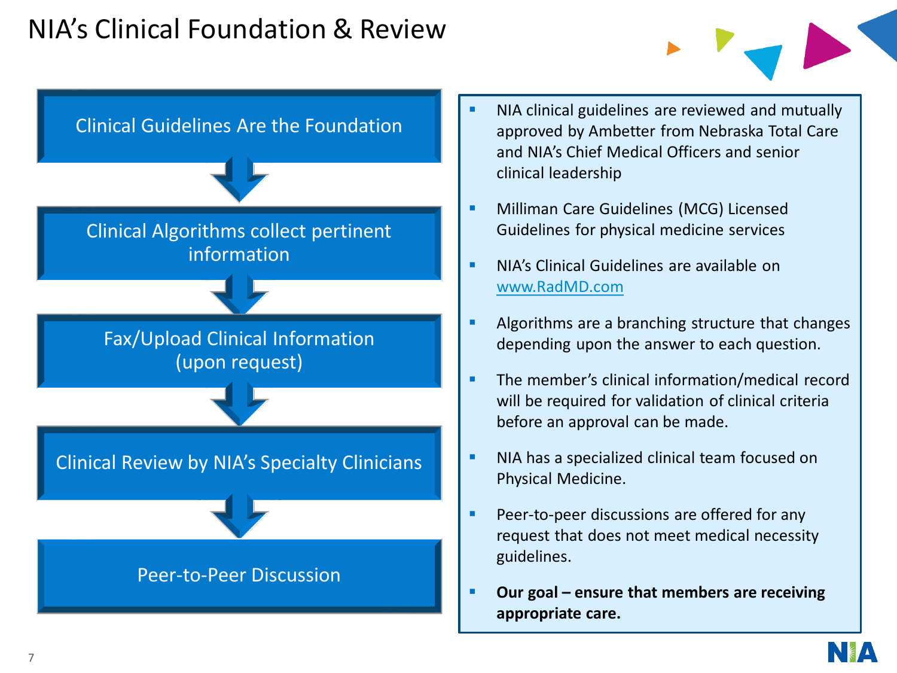# NIA's Clinical Foundation & Review

- Clinical Guidelines Are the Foundation
- Clinical Algorithms collect pertinent information
- Fax/Upload Clinical Information (upon request)
- Clinical Review by NIA's Specialty Clinicians
- Peer-to-Peer Discussion

---

- NIA clinical guidelines are reviewed and mutually approved by Ambetter from Nebraska Total Care and NIA's Chief Medical Officers and senior clinical leadership
- Milliman Care Guidelines (MCG) Licensed Guidelines for physical medicine services
- NIA's Clinical Guidelines are available on www.RadMD.com
- Algorithms are a branching structure that changes depending upon the answer to each question.
- The member's clinical information/medical record will be required for validation of clinical criteria before an approval can be made.
- NIA has a specialized clinical team focused on Physical Medicine.
- Peer-to-peer discussions are offered for any request that does not meet medical necessity guidelines.
- **Our goal – ensure that members are receiving appropriate care.**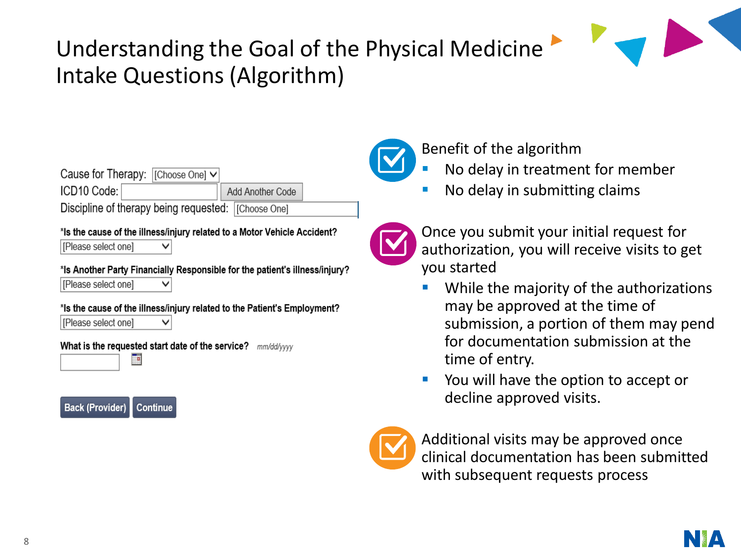# Understanding the Goal of the Physical Medicine Intake Questions (Algorithm)

Cause for Therapy: [Choose One]

ICD10 Code: [ ] Add Another Code

Discipline of therapy being requested: [Choose One]

*Is the cause of the illness/injury related to a Motor Vehicle Accident?

[Please select one]

*Is Another Party Financially Responsible for the patient's illness/injury?

[Please select one]

*Is the cause of the illness/injury related to the Patient's Employment?

[Please select one]

What is the requested start date of the service? mm/dd/yyyy

Back (Provider) Continue

Benefit of the algorithm

- No delay in treatment for member
- No delay in submitting claims

Once you submit your initial request for authorization, you will receive visits to get you started

- While the majority of the authorizations may be approved at the time of submission, a portion of them may pend for documentation submission at the time of entry.
- You will have the option to accept or decline approved visits.

Additional visits may be approved once clinical documentation has been submitted with subsequent requests process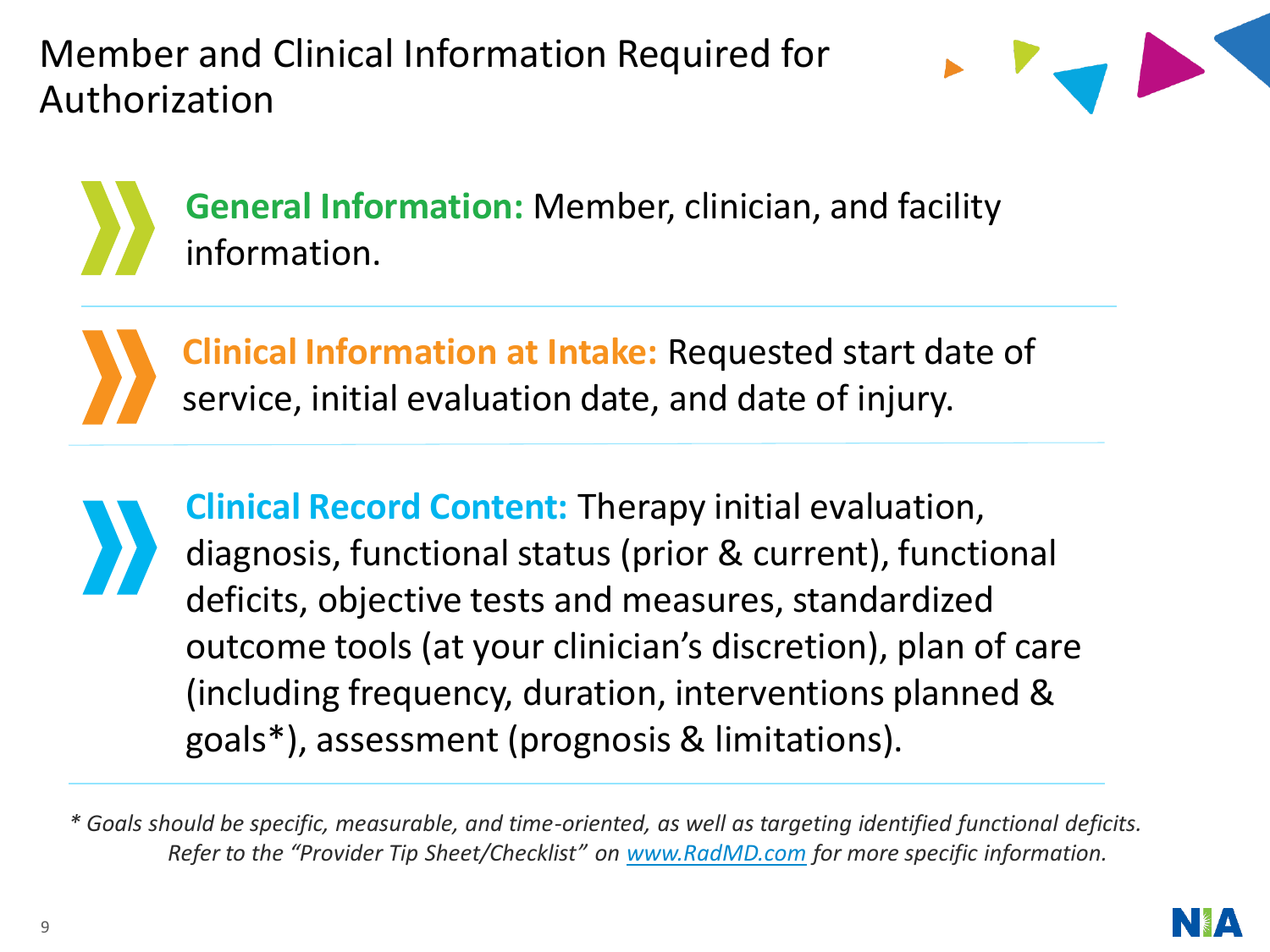# Member and Clinical Information Required for Authorization

- **General Information:** Member, clinician, and facility information.

- **Clinical Information at Intake:** Requested start date of service, initial evaluation date, and date of injury.

- **Clinical Record Content:** Therapy initial evaluation, diagnosis, functional status (prior & current), functional deficits, objective tests and measures, standardized outcome tools (at your clinician's discretion), plan of care (including frequency, duration, interventions planned & goals*), assessment (prognosis & limitations).

*\* Goals should be specific, measurable, and time-oriented, as well as targeting identified functional deficits. Refer to the "Provider Tip Sheet/Checklist" on [www.RadMD.com](http://www.RadMD.com) for more specific information.*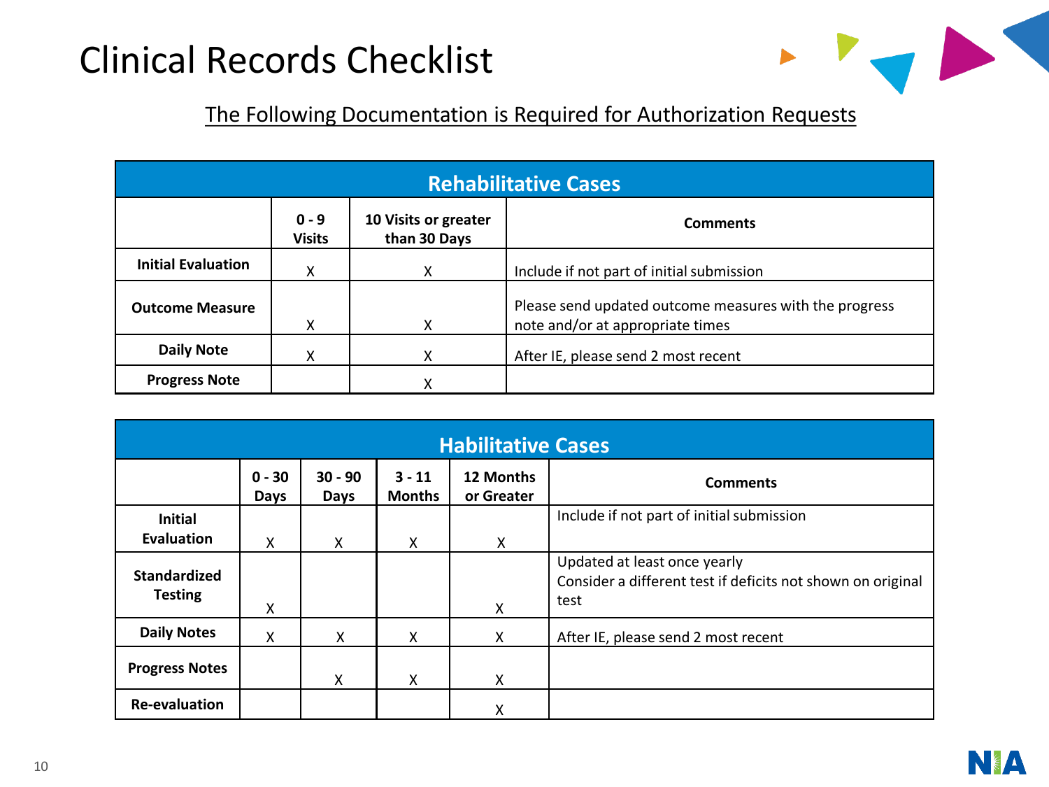# Clinical Records Checklist

The Following Documentation is Required for Authorization Requests

| Rehabilitative Cases | | | |
|---|---|---|---|
| | 0 - 9 Visits | 10 Visits or greater than 30 Days | Comments |
| Initial Evaluation | X | X | Include if not part of initial submission |
| Outcome Measure | X | X | Please send updated outcome measures with the progress note and/or at appropriate times |
| Daily Note | X | X | After IE, please send 2 most recent |
| Progress Note | | X | |

| Habilitative Cases | | | | | |
|---|---|---|---|---|---|
| | 0 - 30 Days | 30 - 90 Days | 3 - 11 Months | 12 Months or Greater | Comments |
| Initial Evaluation | X | X | X | X | Include if not part of initial submission |
| Standardized Testing | X | | | X | Updated at least once yearly<br>Consider a different test if deficits not shown on original test |
| Daily Notes | X | X | X | X | After IE, please send 2 most recent |
| Progress Notes | | X | X | X | |
| Re-evaluation | | | | X | |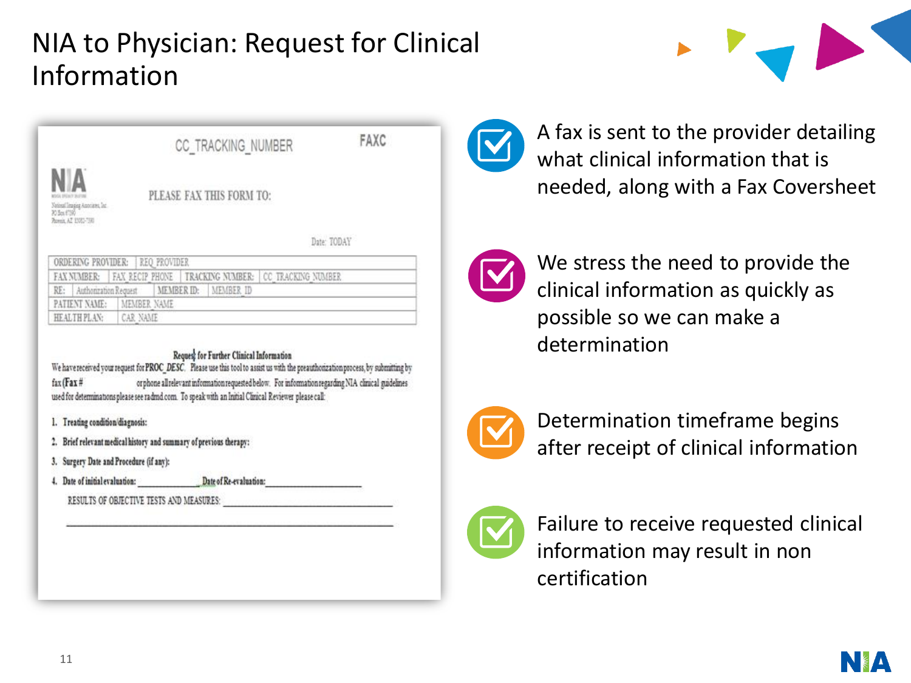# NIA to Physician: Request for Clinical Information

CC_TRACKING_NUMBER FAXC

NIA

National Imaging Associates, Inc.
PO Box 6790
Phoenix, AZ 85005-7390

PLEASE FAX THIS FORM TO:

Date: TODAY

| ORDERING PROVIDER: | REQ_PROVIDER | | | |
|---|---|---|---|---|
| FAX NUMBER: | FAX_RECIP_PHONE | TRACKING NUMBER: | CC_TRACKING_NUMBER | |
| RE: | Authorization Request | MEMBER ID: | MEMBER_ID | |
| PATIENT NAME: | MEMBER_NAME | | | |
| HEALTH PLAN: | CAR_NAME | | | |

**Request for Further Clinical Information**

We have received your request for **PROC_DESC**. Please use this tool to assist us with the preauthorization process, by submitting by fax (**Fax #** orphone all relevant information requested below. For information regarding NIA clinical guidelines used for determinations please see radmd.com. To speak with an Initial Clinical Reviewer please call:

1. **Treating condition/diagnosis:**
2. **Brief relevant medical history and summary of previous therapy:**
3. **Surgery Date and Procedure (if any):**
4. **Date of initial evaluation:** ____________ **Date of Re-evaluation:** ____________

   RESULTS OF OBJECTIVE TESTS AND MEASURES: ____________

- A fax is sent to the provider detailing what clinical information that is needed, along with a Fax Coversheet
- We stress the need to provide the clinical information as quickly as possible so we can make a determination
- Determination timeframe begins after receipt of clinical information
- Failure to receive requested clinical information may result in non certification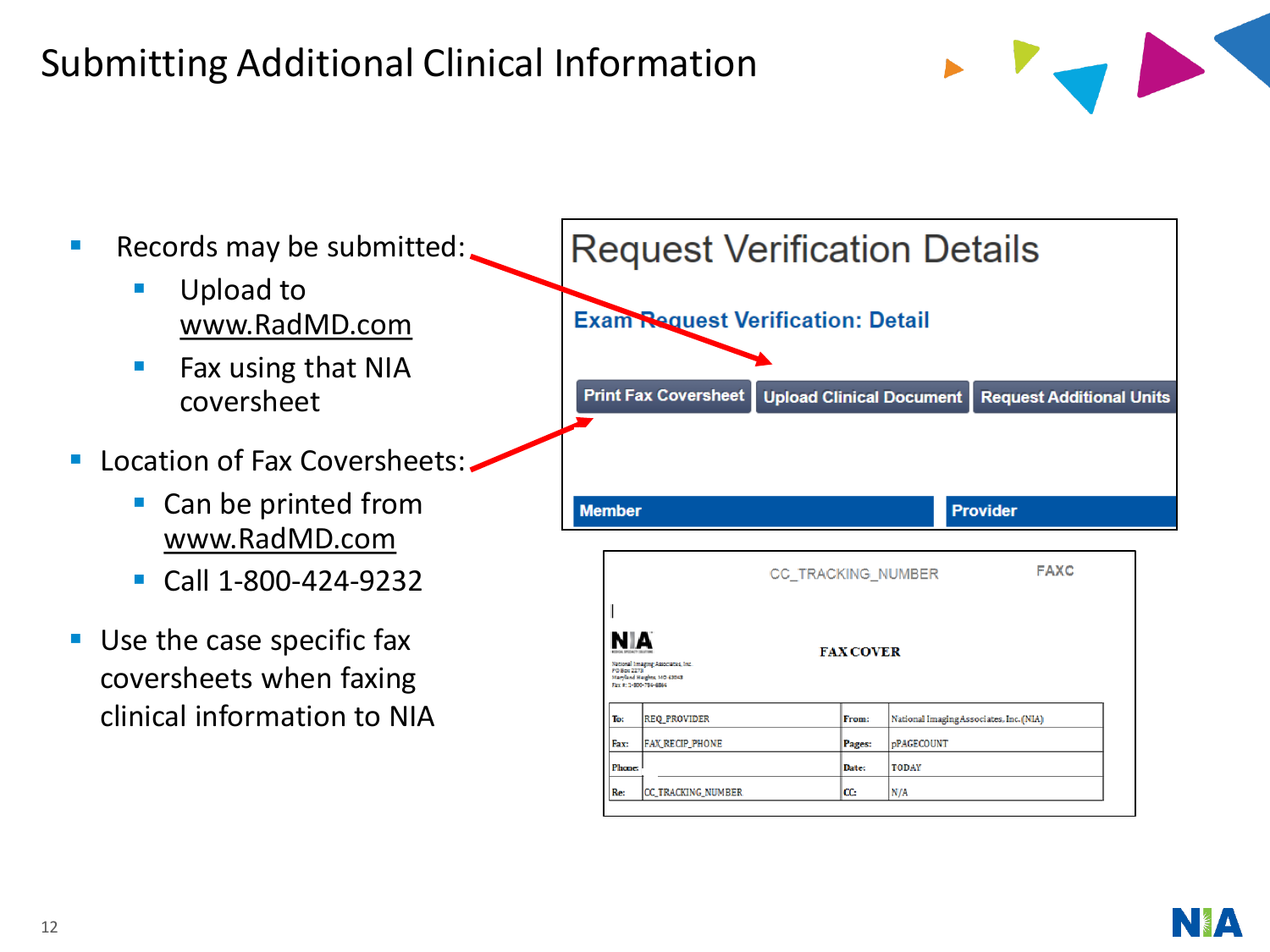# Submitting Additional Clinical Information

- Records may be submitted:
  - Upload to www.RadMD.com
  - Fax using that NIA coversheet
- Location of Fax Coversheets:
  - Can be printed from www.RadMD.com
  - Call 1-800-424-9232
- Use the case specific fax coversheets when faxing clinical information to NIA

## Request Verification Details

**Exam Request Verification: Detail**

Print Fax Coversheet | Upload Clinical Document | Request Additional Units

**Member** | **Provider**

CC_TRACKING_NUMBER FAXC

NIA

National Imaging Associates, Inc.
PO Box 2278
Maryland Heights, MO 63043
Fax #: 1-800-784-6864

**FAX COVER**

| To: | REQ_PROVIDER | From: | National Imaging Associates, Inc. (NIA) |
|---|---|---|---|
| Fax: | FAX_RECIP_PHONE | Pages: | pPAGECOUNT |
| Phone: | | Date: | TODAY |
| Re: | CC_TRACKING_NUMBER | CC: | N/A |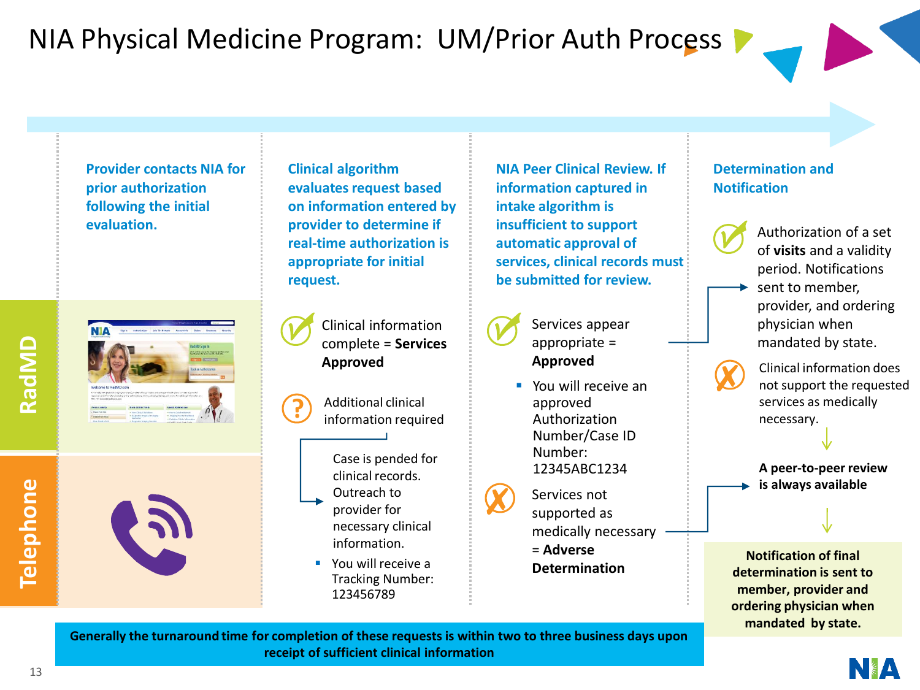# NIA Physical Medicine Program: UM/Prior Auth Process

**RadMD** / **Telephone**

### Provider contacts NIA for prior authorization following the initial evaluation.

### Clinical algorithm evaluates request based on information entered by provider to determine if real-time authorization is appropriate for initial request.

- Clinical information complete = **Services Approved**
- Additional clinical information required
  - Case is pended for clinical records. Outreach to provider for necessary clinical information.
    - You will receive a Tracking Number: 123456789

### NIA Peer Clinical Review. If information captured in intake algorithm is insufficient to support automatic approval of services, clinical records must be submitted for review.

- Services appear appropriate = **Approved**
  - You will receive an approved Authorization Number/Case ID Number: 12345ABC1234
- Services not supported as medically necessary = **Adverse Determination**

### Determination and Notification

- Authorization of a set of **visits** and a validity period. Notifications sent to member, provider, and ordering physician when mandated by state.
- Clinical information does not support the requested services as medically necessary.
  - **A peer-to-peer review is always available**
  - **Notification of final determination is sent to member, provider and ordering physician when mandated by state.**

**Generally the turnaround time for completion of these requests is within two to three business days upon receipt of sufficient clinical information**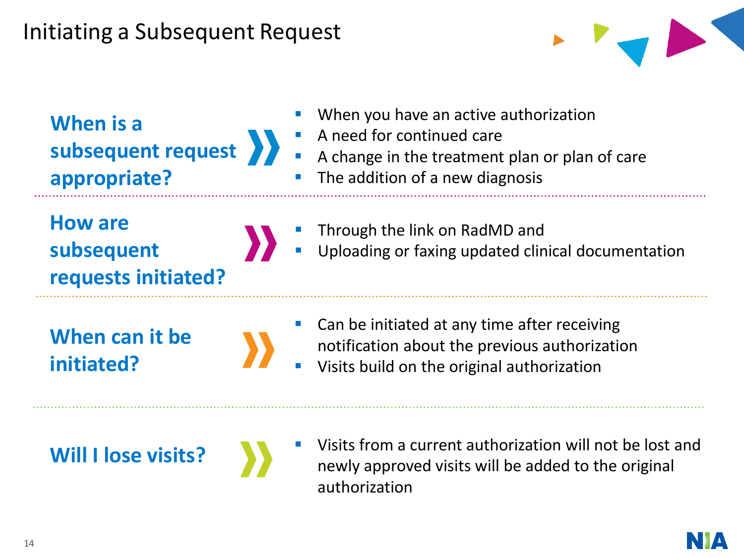# Initiating a Subsequent Request

**When is a subsequent request appropriate?**

- When you have an active authorization
- A need for continued care
- A change in the treatment plan or plan of care
- The addition of a new diagnosis

**How are subsequent requests initiated?**

- Through the link on RadMD and
- Uploading or faxing updated clinical documentation

**When can it be initiated?**

- Can be initiated at any time after receiving notification about the previous authorization
- Visits build on the original authorization

**Will I lose visits?**

- Visits from a current authorization will not be lost and newly approved visits will be added to the original authorization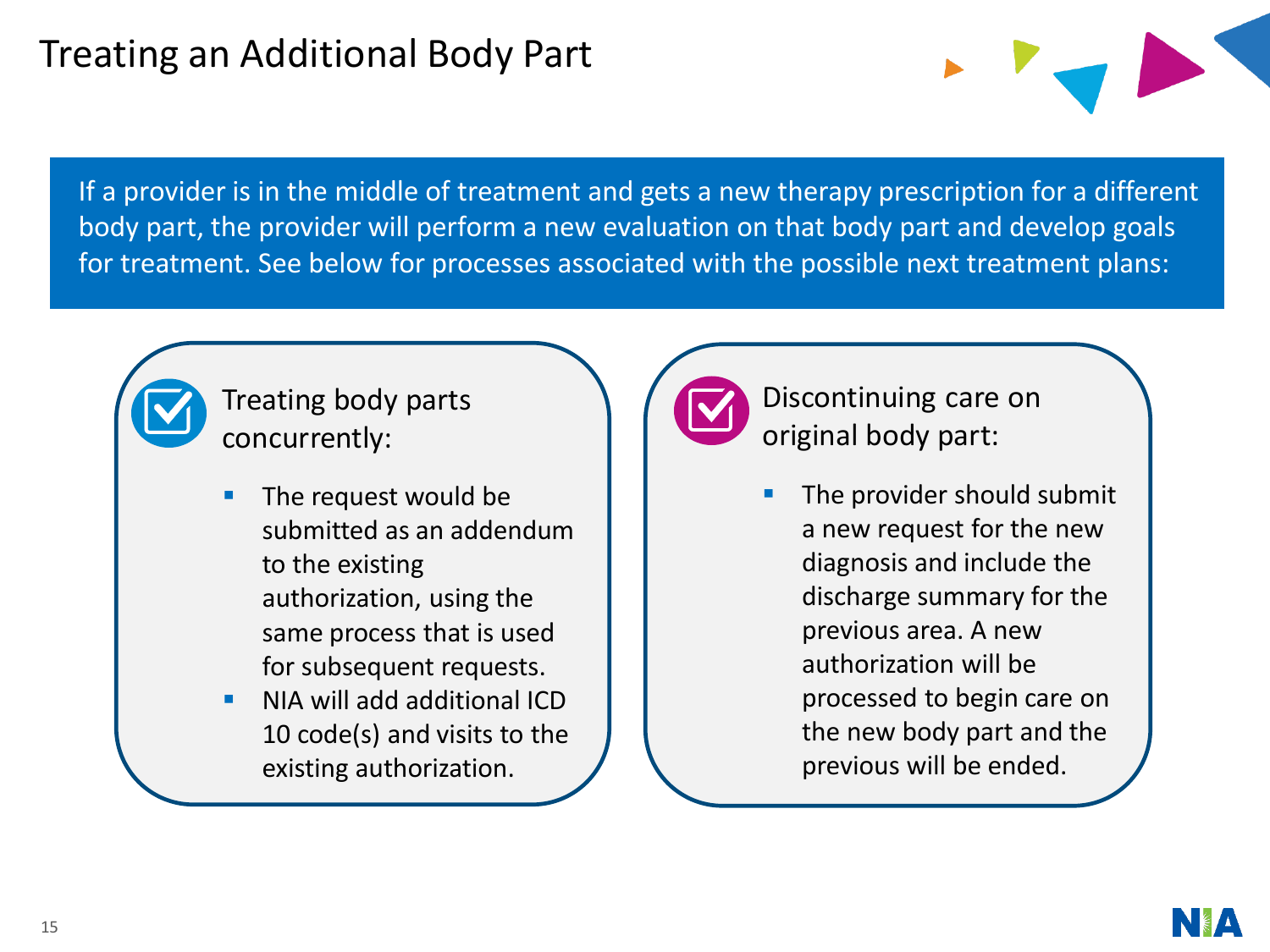# Treating an Additional Body Part

If a provider is in the middle of treatment and gets a new therapy prescription for a different body part, the provider will perform a new evaluation on that body part and develop goals for treatment. See below for processes associated with the possible next treatment plans:

## Treating body parts concurrently:

- The request would be submitted as an addendum to the existing authorization, using the same process that is used for subsequent requests.
- NIA will add additional ICD 10 code(s) and visits to the existing authorization.

## Discontinuing care on original body part:

- The provider should submit a new request for the new diagnosis and include the discharge summary for the previous area. A new authorization will be processed to begin care on the new body part and the previous will be ended.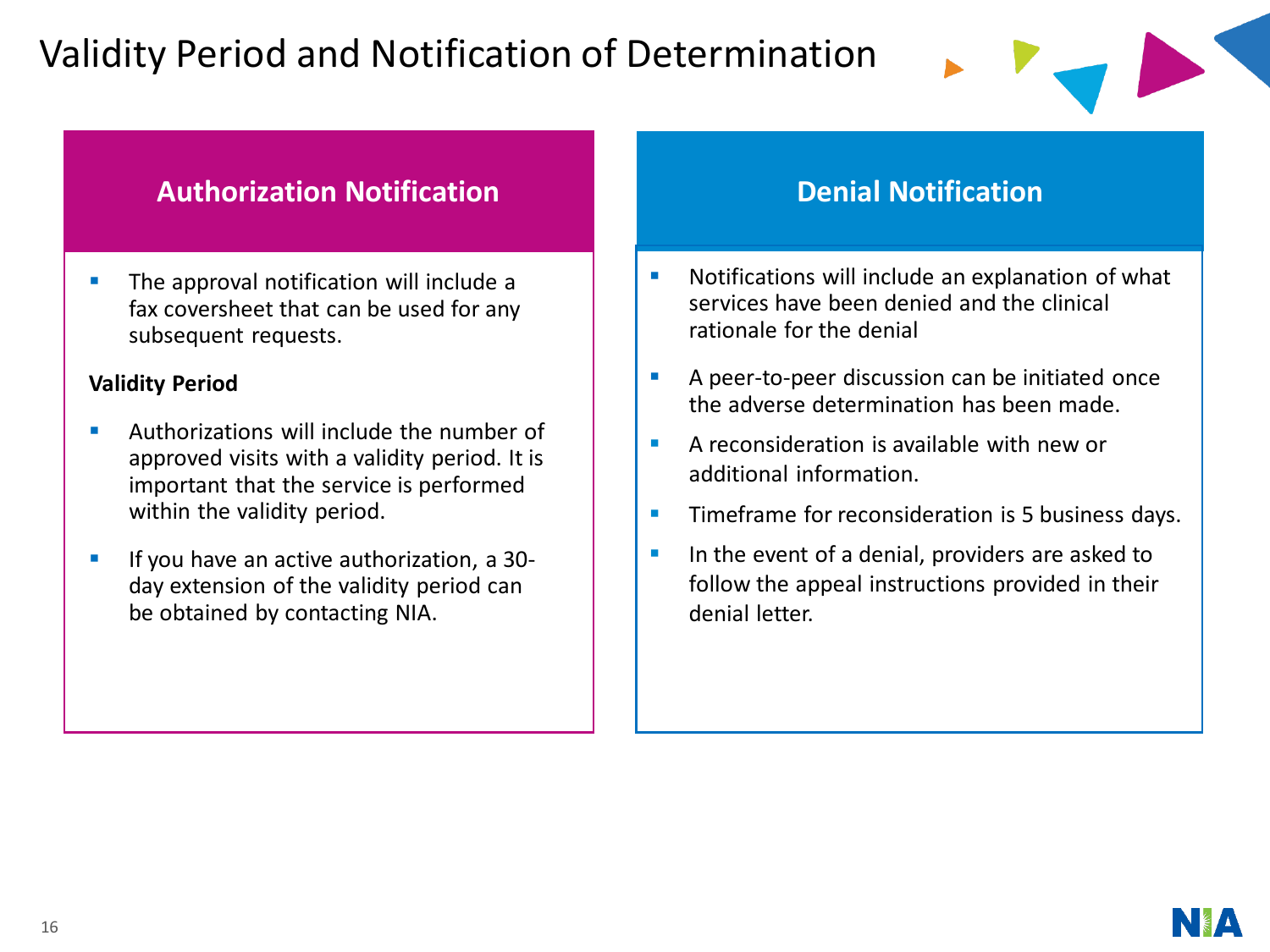# Validity Period and Notification of Determination

## Authorization Notification

- The approval notification will include a fax coversheet that can be used for any subsequent requests.

**Validity Period**

- Authorizations will include the number of approved visits with a validity period. It is important that the service is performed within the validity period.
- If you have an active authorization, a 30-day extension of the validity period can be obtained by contacting NIA.

## Denial Notification

- Notifications will include an explanation of what services have been denied and the clinical rationale for the denial
- A peer-to-peer discussion can be initiated once the adverse determination has been made.
- A reconsideration is available with new or additional information.
- Timeframe for reconsideration is 5 business days.
- In the event of a denial, providers are asked to follow the appeal instructions provided in their denial letter.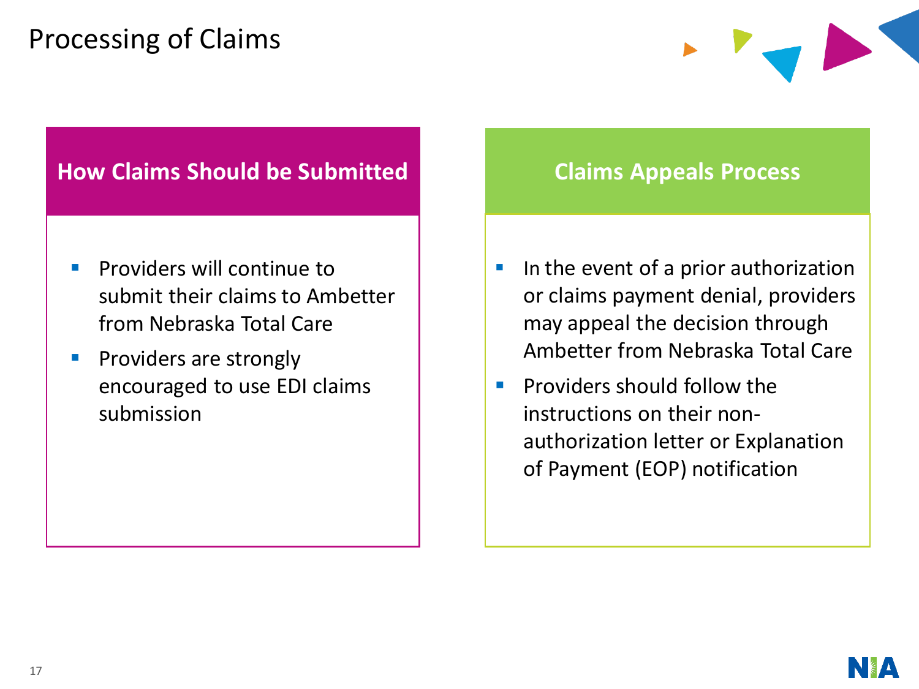# Processing of Claims

## How Claims Should be Submitted

- Providers will continue to submit their claims to Ambetter from Nebraska Total Care
- Providers are strongly encouraged to use EDI claims submission

## Claims Appeals Process

- In the event of a prior authorization or claims payment denial, providers may appeal the decision through Ambetter from Nebraska Total Care
- Providers should follow the instructions on their non-authorization letter or Explanation of Payment (EOP) notification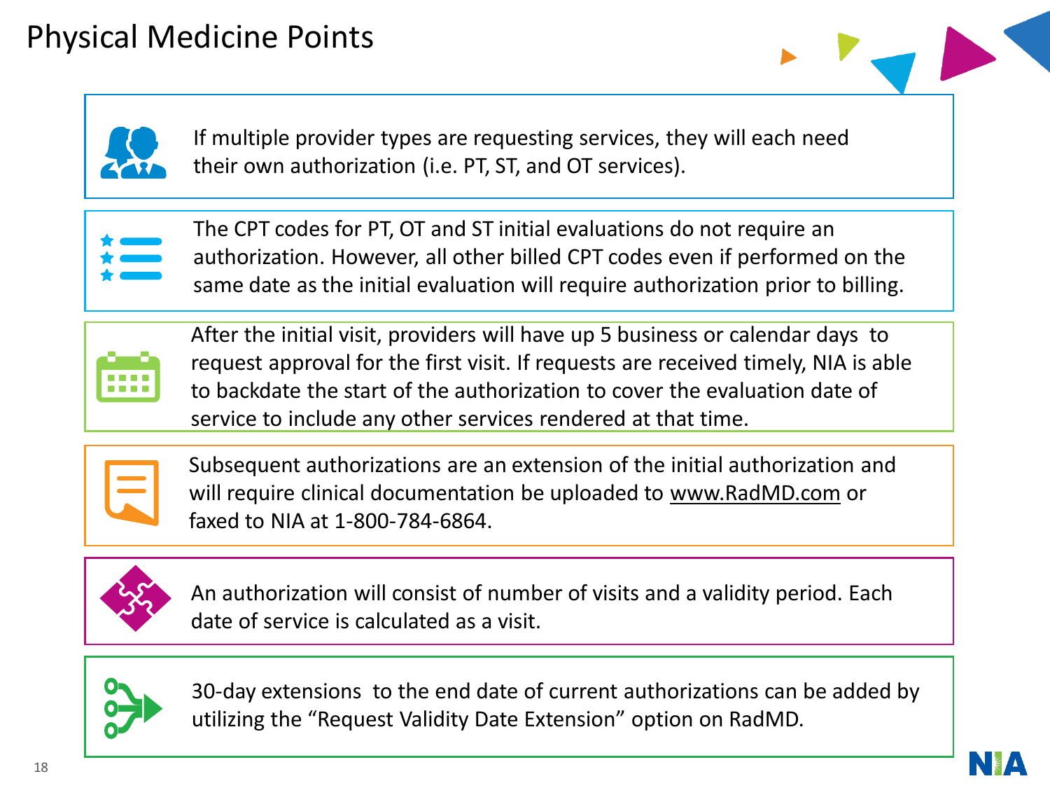# Physical Medicine Points

- If multiple provider types are requesting services, they will each need their own authorization (i.e. PT, ST, and OT services).

- The CPT codes for PT, OT and ST initial evaluations do not require an authorization. However, all other billed CPT codes even if performed on the same date as the initial evaluation will require authorization prior to billing.

- After the initial visit, providers will have up 5 business or calendar days to request approval for the first visit. If requests are received timely, NIA is able to backdate the start of the authorization to cover the evaluation date of service to include any other services rendered at that time.

- Subsequent authorizations are an extension of the initial authorization and will require clinical documentation be uploaded to www.RadMD.com or faxed to NIA at 1-800-784-6864.

- An authorization will consist of number of visits and a validity period. Each date of service is calculated as a visit.

- 30-day extensions to the end date of current authorizations can be added by utilizing the “Request Validity Date Extension” option on RadMD.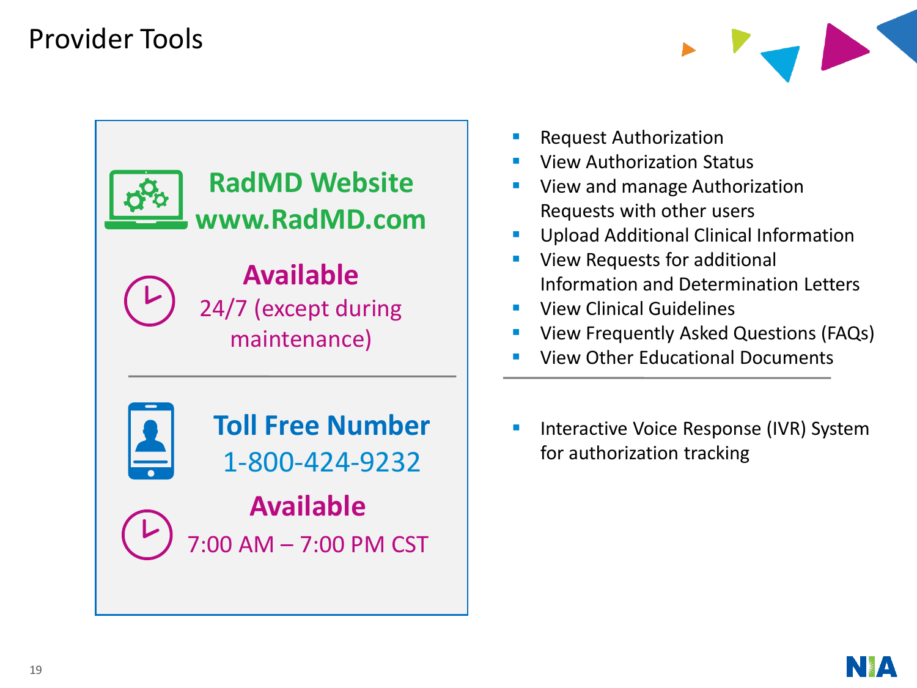# Provider Tools

**RadMD Website**
**www.RadMD.com**

**Available**
24/7 (except during maintenance)

- Request Authorization
- View Authorization Status
- View and manage Authorization Requests with other users
- Upload Additional Clinical Information
- View Requests for additional Information and Determination Letters
- View Clinical Guidelines
- View Frequently Asked Questions (FAQs)
- View Other Educational Documents

**Toll Free Number**
1-800-424-9232

**Available**
7:00 AM – 7:00 PM CST

- Interactive Voice Response (IVR) System for authorization tracking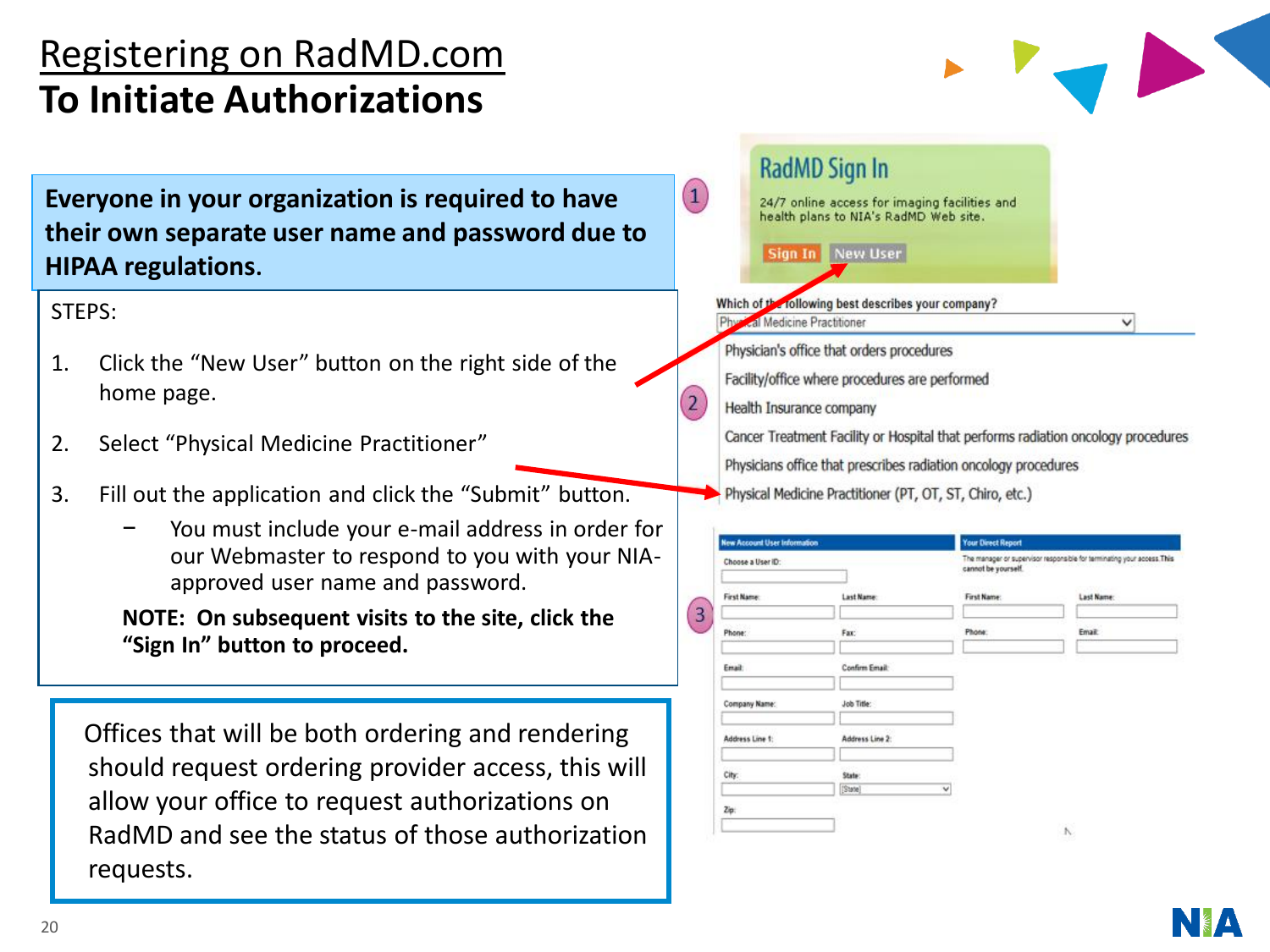# Registering on RadMD.com

## To Initiate Authorizations

**Everyone in your organization is required to have their own separate user name and password due to HIPAA regulations.**

STEPS:

1. Click the "New User" button on the right side of the home page.
2. Select "Physical Medicine Practitioner"
3. Fill out the application and click the "Submit" button.
   - You must include your e-mail address in order for our Webmaster to respond to you with your NIA-approved user name and password.

   **NOTE: On subsequent visits to the site, click the "Sign In" button to proceed.**

Offices that will be both ordering and rendering should request ordering provider access, this will allow your office to request authorizations on RadMD and see the status of those authorization requests.

1

**RadMD Sign In**

24/7 online access for imaging facilities and health plans to NIA's RadMD Web site.

Sign In | New User

Which of the following best describes your company?

Physical Medicine Practitioner

2

- Physician's office that orders procedures
- Facility/office where procedures are performed
- Health Insurance company
- Cancer Treatment Facility or Hospital that performs radiation oncology procedures
- Physicians office that prescribes radiation oncology procedures
- Physical Medicine Practitioner (PT, OT, ST, Chiro, etc.)

3

**New Account User Information**

Choose a User ID:

First Name: | Last Name:

Phone: | Fax:

Email: | Confirm Email:

Company Name: | Job Title:

Address Line 1: | Address Line 2:

City: | State: [State]

Zip:

**Your Direct Report**

The manager or supervisor responsible for terminating your access. This cannot be yourself.

First Name: | Last Name:

Phone: | Email: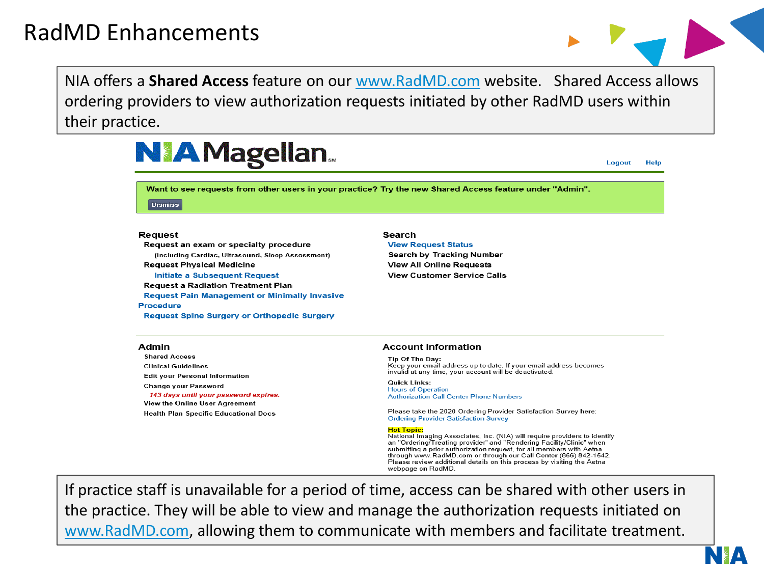# RadMD Enhancements

NIA offers a **Shared Access** feature on our www.RadMD.com website. Shared Access allows ordering providers to view authorization requests initiated by other RadMD users within their practice.

NIA Magellan

Logout Help

Want to see requests from other users in your practice? Try the new Shared Access feature under "Admin".

Dismiss

**Request**

- Request an exam or specialty procedure
  - (including Cardiac, Ultrasound, Sleep Assessment)
- Request Physical Medicine
  - Initiate a Subsequent Request
- Request a Radiation Treatment Plan
- Request Pain Management or Minimally Invasive Procedure
- Request Spine Surgery or Orthopedic Surgery

**Search**

- View Request Status
- Search by Tracking Number
- View All Online Requests
- View Customer Service Calls

**Admin**

- Shared Access
- Clinical Guidelines
- Edit your Personal Information
- Change your Password
  - *143 days until your password expires.*
- View the Online User Agreement
- Health Plan Specific Educational Docs

**Account Information**

Tip Of The Day:
Keep your email address up to date. If your email address becomes invalid at any time, your account will be deactivated.

Quick Links:
Hours of Operation
Authorization Call Center Phone Numbers

Please take the 2020 Ordering Provider Satisfaction Survey here:
Ordering Provider Satisfaction Survey

Hot Topic:
National Imaging Associates, Inc. (NIA) will require providers to identify an "Ordering/Treating provider" and "Rendering Facility/Clinic" when submitting a prior authorization request, for all members with Aetna through www.RadMD.com or through our Call Center (866) 842-1542. Please review additional details on this process by visiting the Aetna webpage on RadMD.

If practice staff is unavailable for a period of time, access can be shared with other users in the practice. They will be able to view and manage the authorization requests initiated on www.RadMD.com, allowing them to communicate with members and facilitate treatment.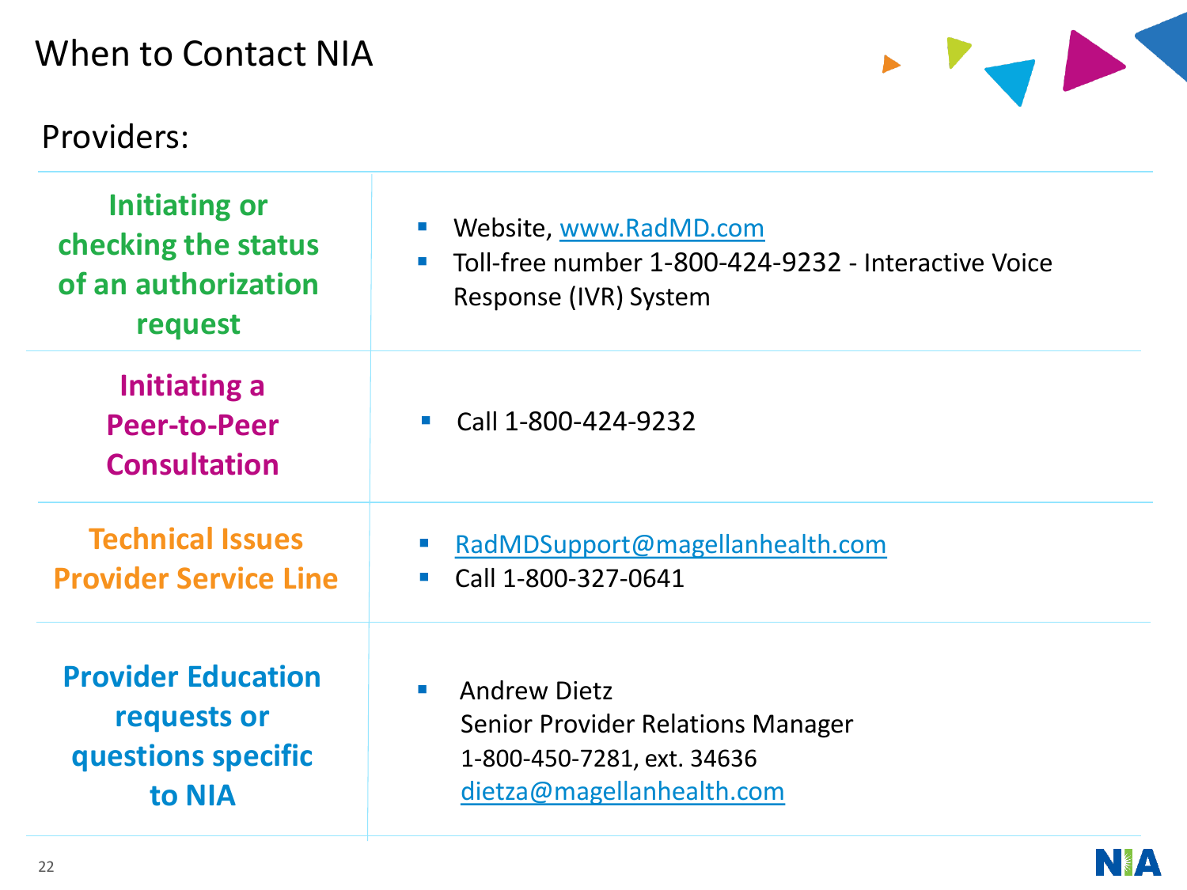# When to Contact NIA

Providers:

| | |
|---|---|
| **Initiating or checking the status of an authorization request** | ▪ Website, www.RadMD.com<br>▪ Toll-free number 1-800-424-9232 - Interactive Voice Response (IVR) System |
| **Initiating a Peer-to-Peer Consultation** | ▪ Call 1-800-424-9232 |
| **Technical Issues Provider Service Line** | ▪ RadMDSupport@magellanhealth.com<br>▪ Call 1-800-327-0641 |
| **Provider Education requests or questions specific to NIA** | ▪ Andrew Dietz<br>Senior Provider Relations Manager<br>1-800-450-7281, ext. 34636<br>dietza@magellanhealth.com |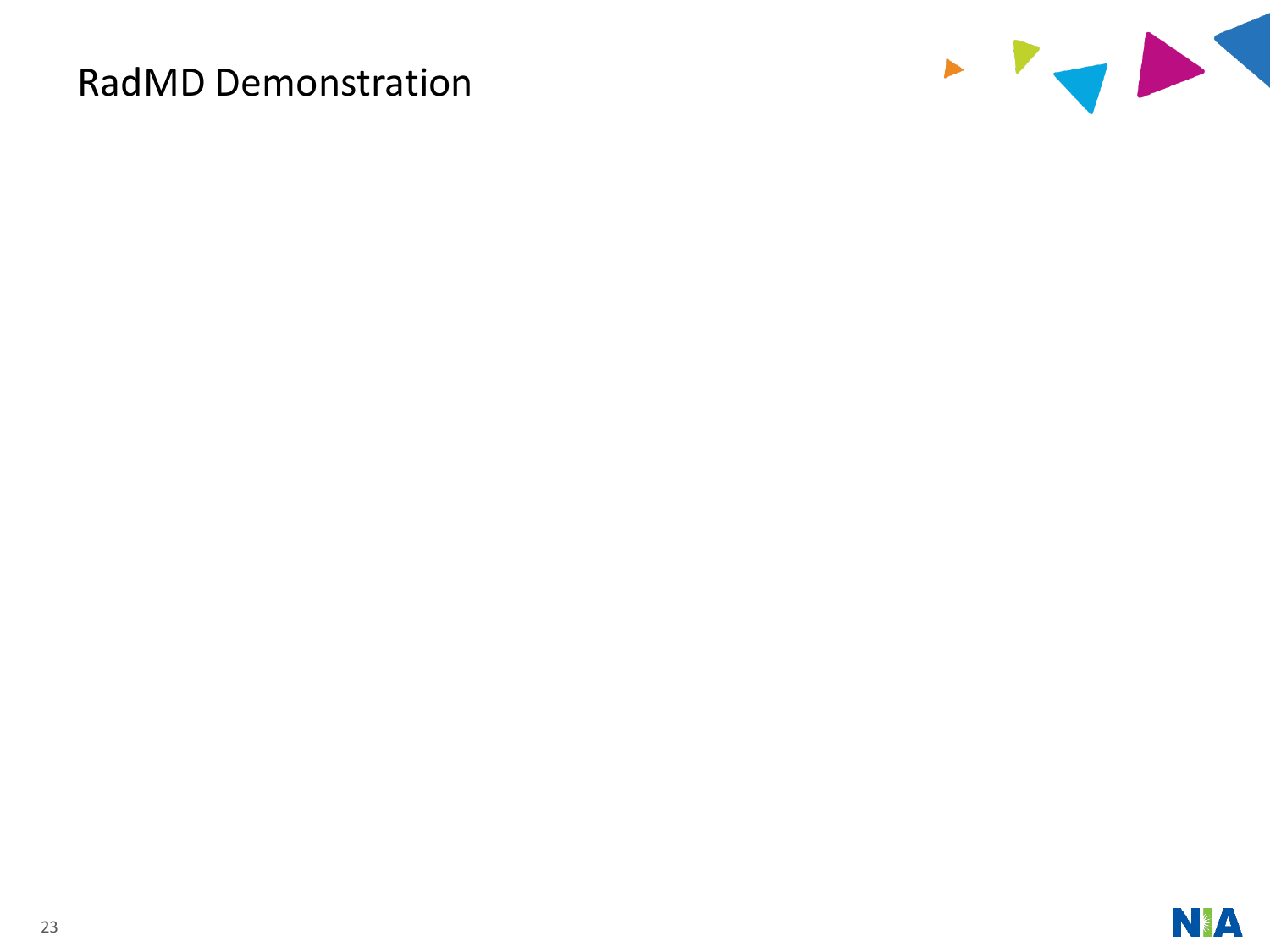# RadMD Demonstration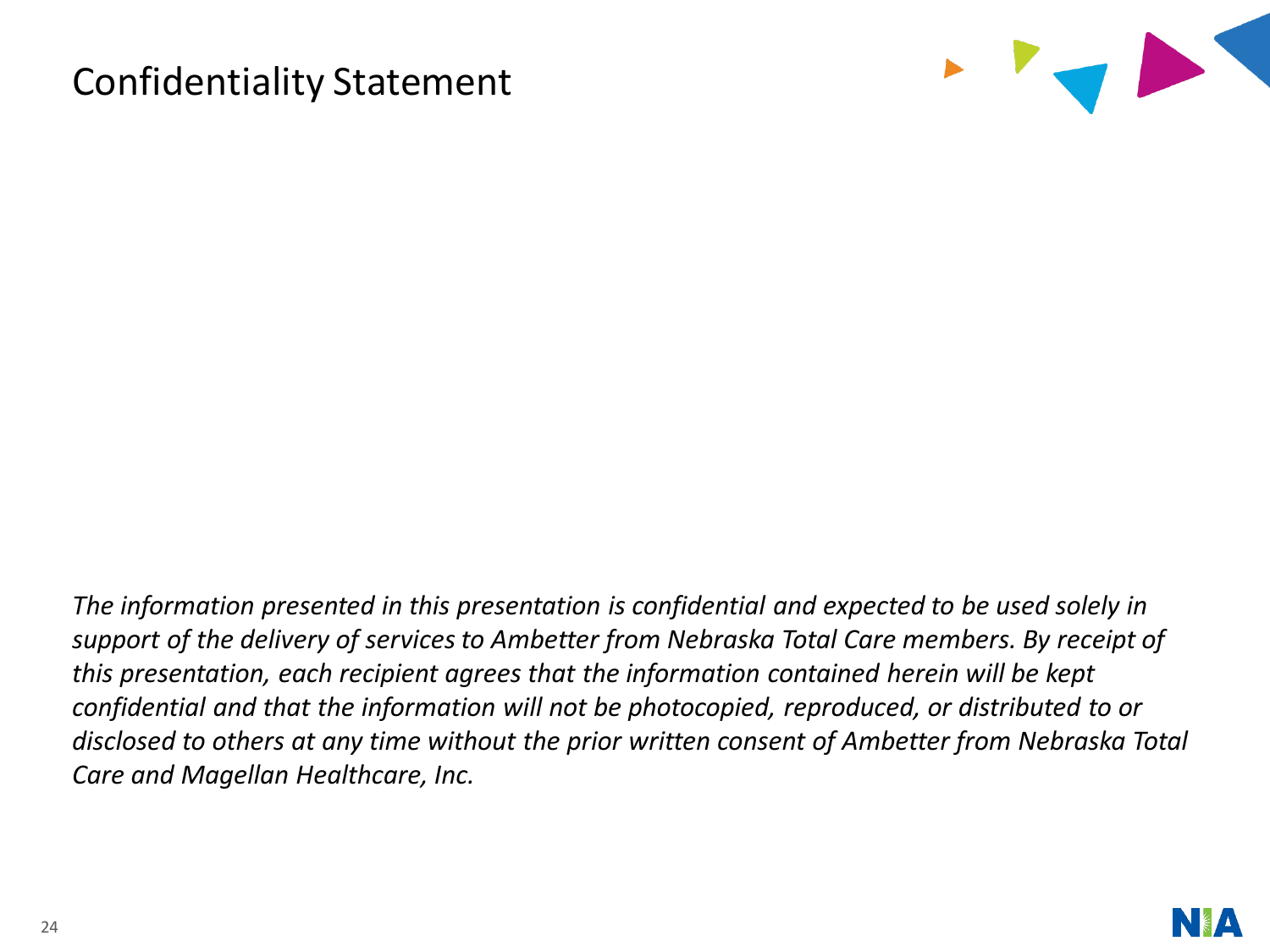# Confidentiality Statement

*The information presented in this presentation is confidential and expected to be used solely in support of the delivery of services to Ambetter from Nebraska Total Care members. By receipt of this presentation, each recipient agrees that the information contained herein will be kept confidential and that the information will not be photocopied, reproduced, or distributed to or disclosed to others at any time without the prior written consent of Ambetter from Nebraska Total Care and Magellan Healthcare, Inc.*